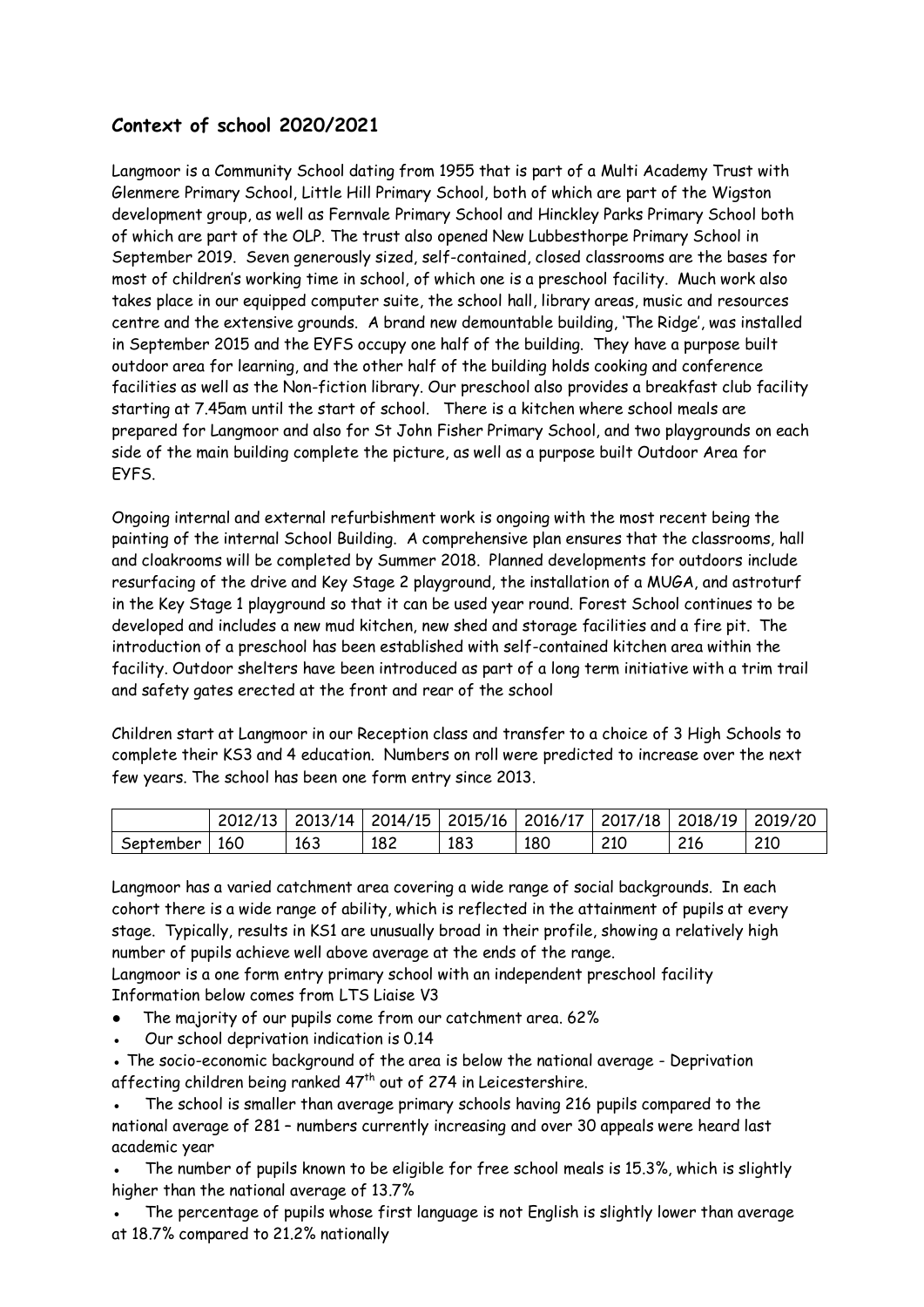## Context of school 2020/2021

Langmoor is a Community School dating from 1955 that is part of a Multi Academy Trust with Glenmere Primary School, Little Hill Primary School, both of which are part of the Wigston development group, as well as Fernvale Primary School and Hinckley Parks Primary School both of which are part of the OLP. The trust also opened New Lubbesthorpe Primary School in September 2019. Seven generously sized, self-contained, closed classrooms are the bases for most of children's working time in school, of which one is a preschool facility. Much work also takes place in our equipped computer suite, the school hall, library areas, music and resources centre and the extensive grounds. A brand new demountable building, 'The Ridge', was installed in September 2015 and the EYFS occupy one half of the building. They have a purpose built outdoor area for learning, and the other half of the building holds cooking and conference facilities as well as the Non-fiction library. Our preschool also provides a breakfast club facility starting at 7.45am until the start of school. There is a kitchen where school meals are prepared for Langmoor and also for St John Fisher Primary School, and two playgrounds on each side of the main building complete the picture, as well as a purpose built Outdoor Area for EYFS.

Ongoing internal and external refurbishment work is ongoing with the most recent being the painting of the internal School Building. A comprehensive plan ensures that the classrooms, hall and cloakrooms will be completed by Summer 2018. Planned developments for outdoors include resurfacing of the drive and Key Stage 2 playground, the installation of a MUGA, and astroturf in the Key Stage 1 playground so that it can be used year round. Forest School continues to be developed and includes a new mud kitchen, new shed and storage facilities and a fire pit. The introduction of a preschool has been established with self-contained kitchen area within the facility. Outdoor shelters have been introduced as part of a long term initiative with a trim trail and safety gates erected at the front and rear of the school

Children start at Langmoor in our Reception class and transfer to a choice of 3 High Schools to complete their KS3 and 4 education. Numbers on roll were predicted to increase over the next few years. The school has been one form entry since 2013.

| | 2012/13 | 2013/14 | 2014/15 | 2015/16 | 2016/17 | 2017/18 | 2018/19 | 2019/20 |
|---|---|---|---|---|---|---|---|---|
| September | 160 | 163 | 182 | 183 | 180 | 210 | 216 | 210 |

Langmoor has a varied catchment area covering a wide range of social backgrounds. In each cohort there is a wide range of ability, which is reflected in the attainment of pupils at every stage. Typically, results in KS1 are unusually broad in their profile, showing a relatively high number of pupils achieve well above average at the ends of the range.

Langmoor is a one form entry primary school with an independent preschool facility

Information below comes from LTS Liaise V3

- The majority of our pupils come from our catchment area. 62%
- Our school deprivation indication is 0.14
- The socio-economic background of the area is below the national average - Deprivation affecting children being ranked 47th out of 274 in Leicestershire.
- The school is smaller than average primary schools having 216 pupils compared to the national average of 281 – numbers currently increasing and over 30 appeals were heard last academic year
- The number of pupils known to be eligible for free school meals is 15.3%, which is slightly higher than the national average of 13.7%
- The percentage of pupils whose first language is not English is slightly lower than average at 18.7% compared to 21.2% nationally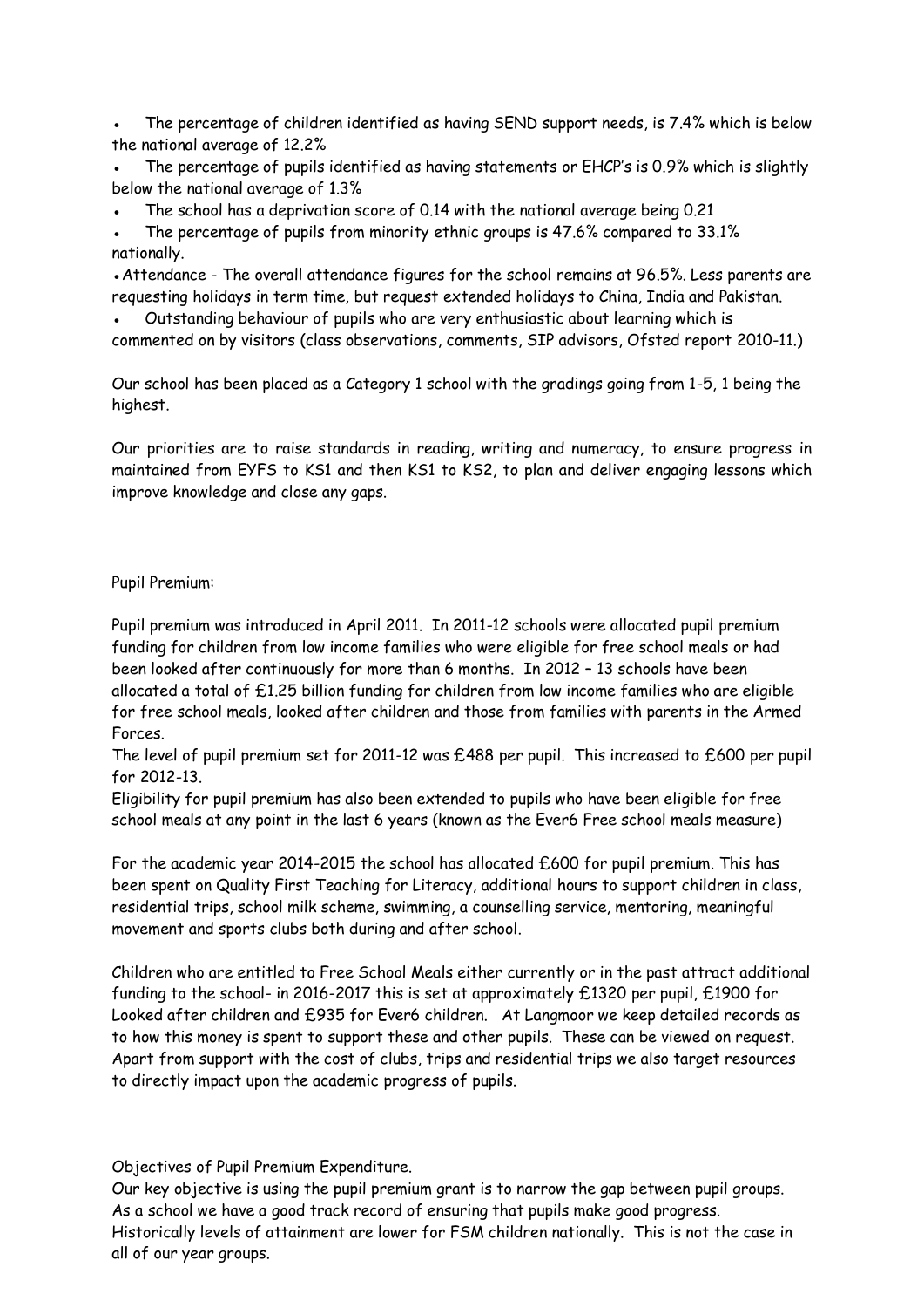- The percentage of children identified as having SEND support needs, is 7.4% which is below the national average of 12.2%
- The percentage of pupils identified as having statements or EHCP's is 0.9% which is slightly below the national average of 1.3%
- The school has a deprivation score of 0.14 with the national average being 0.21
- The percentage of pupils from minority ethnic groups is 47.6% compared to 33.1% nationally.
- Attendance - The overall attendance figures for the school remains at 96.5%. Less parents are requesting holidays in term time, but request extended holidays to China, India and Pakistan.
- Outstanding behaviour of pupils who are very enthusiastic about learning which is commented on by visitors (class observations, comments, SIP advisors, Ofsted report 2010-11.)

Our school has been placed as a Category 1 school with the gradings going from 1-5, 1 being the highest.

Our priorities are to raise standards in reading, writing and numeracy, to ensure progress in maintained from EYFS to KS1 and then KS1 to KS2, to plan and deliver engaging lessons which improve knowledge and close any gaps.

Pupil Premium:

Pupil premium was introduced in April 2011. In 2011-12 schools were allocated pupil premium funding for children from low income families who were eligible for free school meals or had been looked after continuously for more than 6 months. In 2012 – 13 schools have been allocated a total of £1.25 billion funding for children from low income families who are eligible for free school meals, looked after children and those from families with parents in the Armed Forces.

The level of pupil premium set for 2011-12 was £488 per pupil. This increased to £600 per pupil for 2012-13.

Eligibility for pupil premium has also been extended to pupils who have been eligible for free school meals at any point in the last 6 years (known as the Ever6 Free school meals measure)

For the academic year 2014-2015 the school has allocated £600 for pupil premium. This has been spent on Quality First Teaching for Literacy, additional hours to support children in class, residential trips, school milk scheme, swimming, a counselling service, mentoring, meaningful movement and sports clubs both during and after school.

Children who are entitled to Free School Meals either currently or in the past attract additional funding to the school- in 2016-2017 this is set at approximately £1320 per pupil, £1900 for Looked after children and £935 for Ever6 children. At Langmoor we keep detailed records as to how this money is spent to support these and other pupils. These can be viewed on request. Apart from support with the cost of clubs, trips and residential trips we also target resources to directly impact upon the academic progress of pupils.

Objectives of Pupil Premium Expenditure.

Our key objective is using the pupil premium grant is to narrow the gap between pupil groups. As a school we have a good track record of ensuring that pupils make good progress. Historically levels of attainment are lower for FSM children nationally. This is not the case in all of our year groups.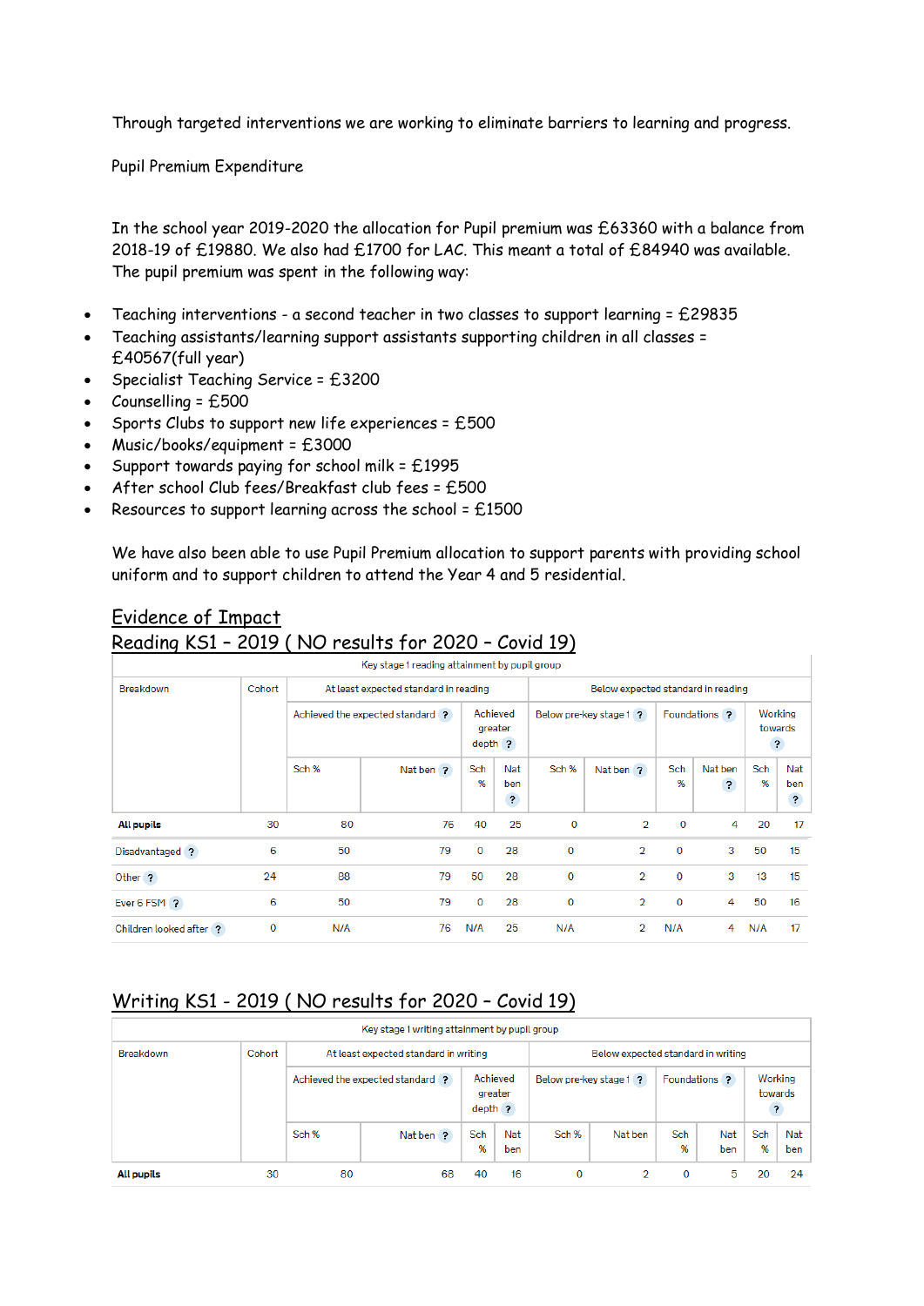Through targeted interventions we are working to eliminate barriers to learning and progress.

Pupil Premium Expenditure

In the school year 2019-2020 the allocation for Pupil premium was £63360 with a balance from 2018-19 of £19880. We also had £1700 for LAC. This meant a total of £84940 was available. The pupil premium was spent in the following way:

- Teaching interventions - a second teacher in two classes to support learning = £29835
- Teaching assistants/learning support assistants supporting children in all classes = £40567(full year)
- Specialist Teaching Service = £3200
- Counselling = £500
- Sports Clubs to support new life experiences = £500
- Music/books/equipment = £3000
- Support towards paying for school milk = £1995
- After school Club fees/Breakfast club fees = £500
- Resources to support learning across the school = £1500

We have also been able to use Pupil Premium allocation to support parents with providing school uniform and to support children to attend the Year 4 and 5 residential.

## Evidence of Impact

## Reading KS1 – 2019 ( NO results for 2020 – Covid 19)

Key stage 1 reading attainment by pupil group

| Breakdown | Cohort | At least expected standard in reading | | | | Below expected standard in reading | | | | | |
|---|---|---|---|---|---|---|---|---|---|---|---|
| | | Achieved the expected standard ? | | Achieved greater depth ? | | Below pre-key stage 1 ? | | Foundations ? | | Working towards ? | |
| | | Sch % | Nat ben ? | Sch % | Nat ben ? | Sch % | Nat ben ? | Sch % | Nat ben ? | Sch % | Nat ben ? |
| **All pupils** | 30 | 80 | 76 | 40 | 25 | 0 | 2 | 0 | 4 | 20 | 17 |
| Disadvantaged ? | 6 | 50 | 79 | 0 | 28 | 0 | 2 | 0 | 3 | 50 | 15 |
| Other ? | 24 | 88 | 79 | 50 | 28 | 0 | 2 | 0 | 3 | 13 | 15 |
| Ever 6 FSM ? | 6 | 50 | 79 | 0 | 28 | 0 | 2 | 0 | 4 | 50 | 16 |
| Children looked after ? | 0 | N/A | 76 | N/A | 25 | N/A | 2 | N/A | 4 | N/A | 17 |

## Writing KS1 - 2019 ( NO results for 2020 – Covid 19)

Key stage 1 writing attainment by pupil group

| Breakdown | Cohort | At least expected standard in writing | | | | Below expected standard in writing | | | | | |
|---|---|---|---|---|---|---|---|---|---|---|---|
| | | Achieved the expected standard ? | | Achieved greater depth ? | | Below pre-key stage 1 ? | | Foundations ? | | Working towards ? | |
| | | Sch % | Nat ben ? | Sch % | Nat ben | Sch % | Nat ben | Sch % | Nat ben | Sch % | Nat ben |
| **All pupils** | 30 | 80 | 68 | 40 | 16 | 0 | 2 | 0 | 5 | 20 | 24 |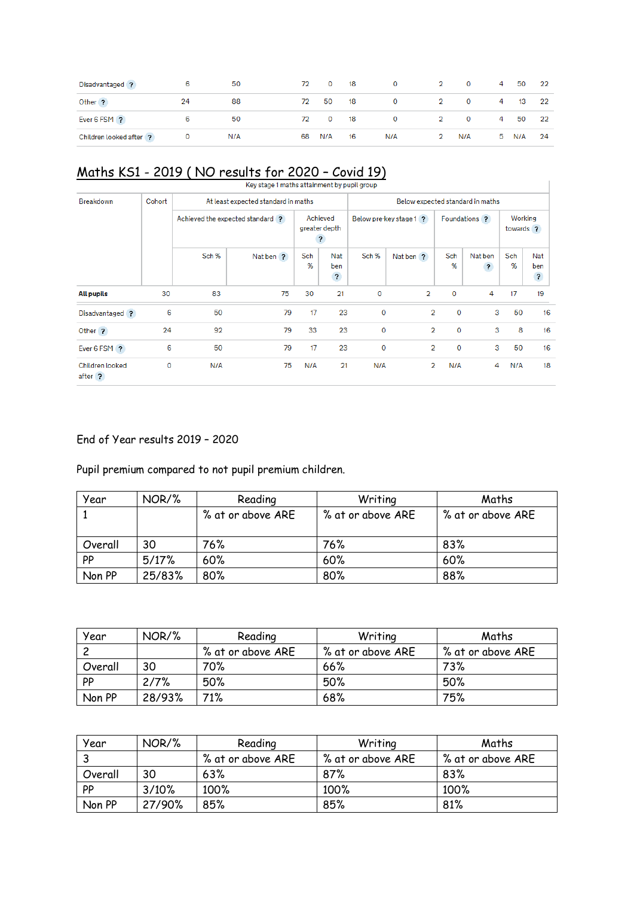| Disadvantaged | 6 | 50 | 72 | 0 | 18 | 0 | 2 | 0 | 4 | 50 | 22 |
|---|---|---|---|---|---|---|---|---|---|---|---|
| Other | 24 | 88 | 72 | 50 | 18 | 0 | 2 | 0 | 4 | 13 | 22 |
| Ever 6 FSM | 6 | 50 | 72 | 0 | 18 | 0 | 2 | 0 | 4 | 50 | 22 |
| Children looked after | 0 | N/A | 68 | N/A | 16 | N/A | 2 | N/A | 5 | N/A | 24 |

# Maths KS1 - 2019 ( NO results for 2020 – Covid 19)

Key stage 1 maths attainment by pupil group

| Breakdown | Cohort | At least expected standard in maths | | | | Below expected standard in maths | | | | | |
|---|---|---|---|---|---|---|---|---|---|---|---|
| | | Achieved the expected standard | | Achieved greater depth | | Below pre-key stage 1 | | Foundations | | Working towards | |
| | | Sch % | Nat ben | Sch % | Nat ben | Sch % | Nat ben | Sch % | Nat ben | Sch % | Nat ben |
| **All pupils** | 30 | 83 | 75 | 30 | 21 | 0 | 2 | 0 | 4 | 17 | 19 |
| Disadvantaged | 6 | 50 | 79 | 17 | 23 | 0 | 2 | 0 | 3 | 50 | 16 |
| Other | 24 | 92 | 79 | 33 | 23 | 0 | 2 | 0 | 3 | 8 | 16 |
| Ever 6 FSM | 6 | 50 | 79 | 17 | 23 | 0 | 2 | 0 | 3 | 50 | 16 |
| Children looked after | 0 | N/A | 75 | N/A | 21 | N/A | 2 | N/A | 4 | N/A | 18 |

End of Year results 2019 – 2020

Pupil premium compared to not pupil premium children.

| Year | NOR/% | Reading | Writing | Maths |
|---|---|---|---|---|
| 1 | | % at or above ARE | % at or above ARE | % at or above ARE |
| Overall | 30 | 76% | 76% | 83% |
| PP | 5/17% | 60% | 60% | 60% |
| Non PP | 25/83% | 80% | 80% | 88% |

| Year | NOR/% | Reading | Writing | Maths |
|---|---|---|---|---|
| 2 | | % at or above ARE | % at or above ARE | % at or above ARE |
| Overall | 30 | 70% | 66% | 73% |
| PP | 2/7% | 50% | 50% | 50% |
| Non PP | 28/93% | 71% | 68% | 75% |

| Year | NOR/% | Reading | Writing | Maths |
|---|---|---|---|---|
| 3 | | % at or above ARE | % at or above ARE | % at or above ARE |
| Overall | 30 | 63% | 87% | 83% |
| PP | 3/10% | 100% | 100% | 100% |
| Non PP | 27/90% | 85% | 85% | 81% |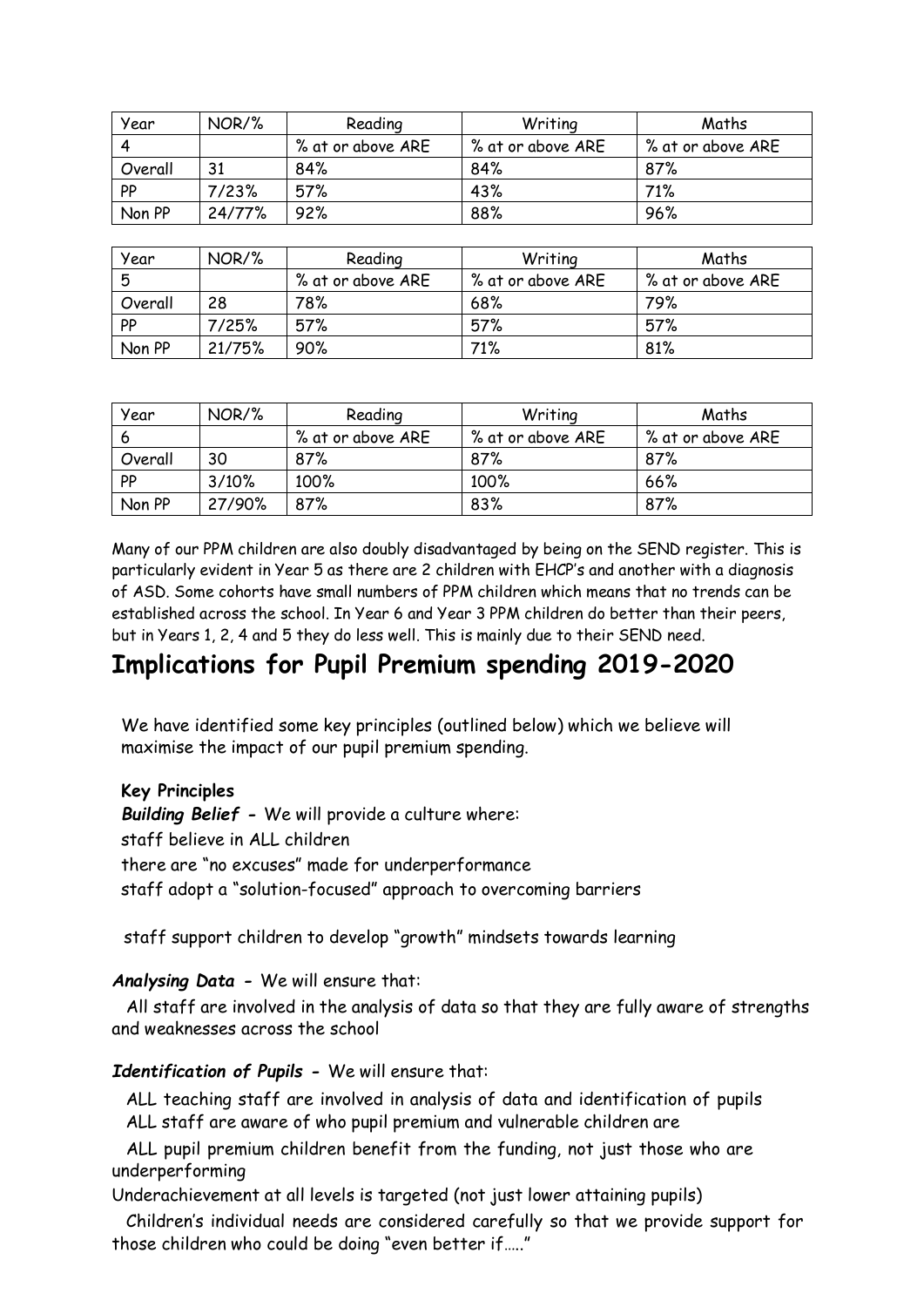| Year | NOR/% | Reading | Writing | Maths |
|---|---|---|---|---|
| 4 | | % at or above ARE | % at or above ARE | % at or above ARE |
| Overall | 31 | 84% | 84% | 87% |
| PP | 7/23% | 57% | 43% | 71% |
| Non PP | 24/77% | 92% | 88% | 96% |

| Year | NOR/% | Reading | Writing | Maths |
|---|---|---|---|---|
| 5 | | % at or above ARE | % at or above ARE | % at or above ARE |
| Overall | 28 | 78% | 68% | 79% |
| PP | 7/25% | 57% | 57% | 57% |
| Non PP | 21/75% | 90% | 71% | 81% |

| Year | NOR/% | Reading | Writing | Maths |
|---|---|---|---|---|
| 6 | | % at or above ARE | % at or above ARE | % at or above ARE |
| Overall | 30 | 87% | 87% | 87% |
| PP | 3/10% | 100% | 100% | 66% |
| Non PP | 27/90% | 87% | 83% | 87% |

Many of our PPM children are also doubly disadvantaged by being on the SEND register. This is particularly evident in Year 5 as there are 2 children with EHCP's and another with a diagnosis of ASD. Some cohorts have small numbers of PPM children which means that no trends can be established across the school. In Year 6 and Year 3 PPM children do better than their peers, but in Years 1, 2, 4 and 5 they do less well. This is mainly due to their SEND need.

# Implications for Pupil Premium spending 2019-2020

We have identified some key principles (outlined below) which we believe will maximise the impact of our pupil premium spending.

**Key Principles**

***Building Belief -*** We will provide a culture where:

staff believe in ALL children

there are "no excuses" made for underperformance

staff adopt a "solution-focused" approach to overcoming barriers

staff support children to develop "growth" mindsets towards learning

***Analysing Data -*** We will ensure that:

All staff are involved in the analysis of data so that they are fully aware of strengths and weaknesses across the school

***Identification of Pupils -*** We will ensure that:

ALL teaching staff are involved in analysis of data and identification of pupils

ALL staff are aware of who pupil premium and vulnerable children are

ALL pupil premium children benefit from the funding, not just those who are underperforming

Underachievement at all levels is targeted (not just lower attaining pupils)

Children's individual needs are considered carefully so that we provide support for those children who could be doing "even better if….."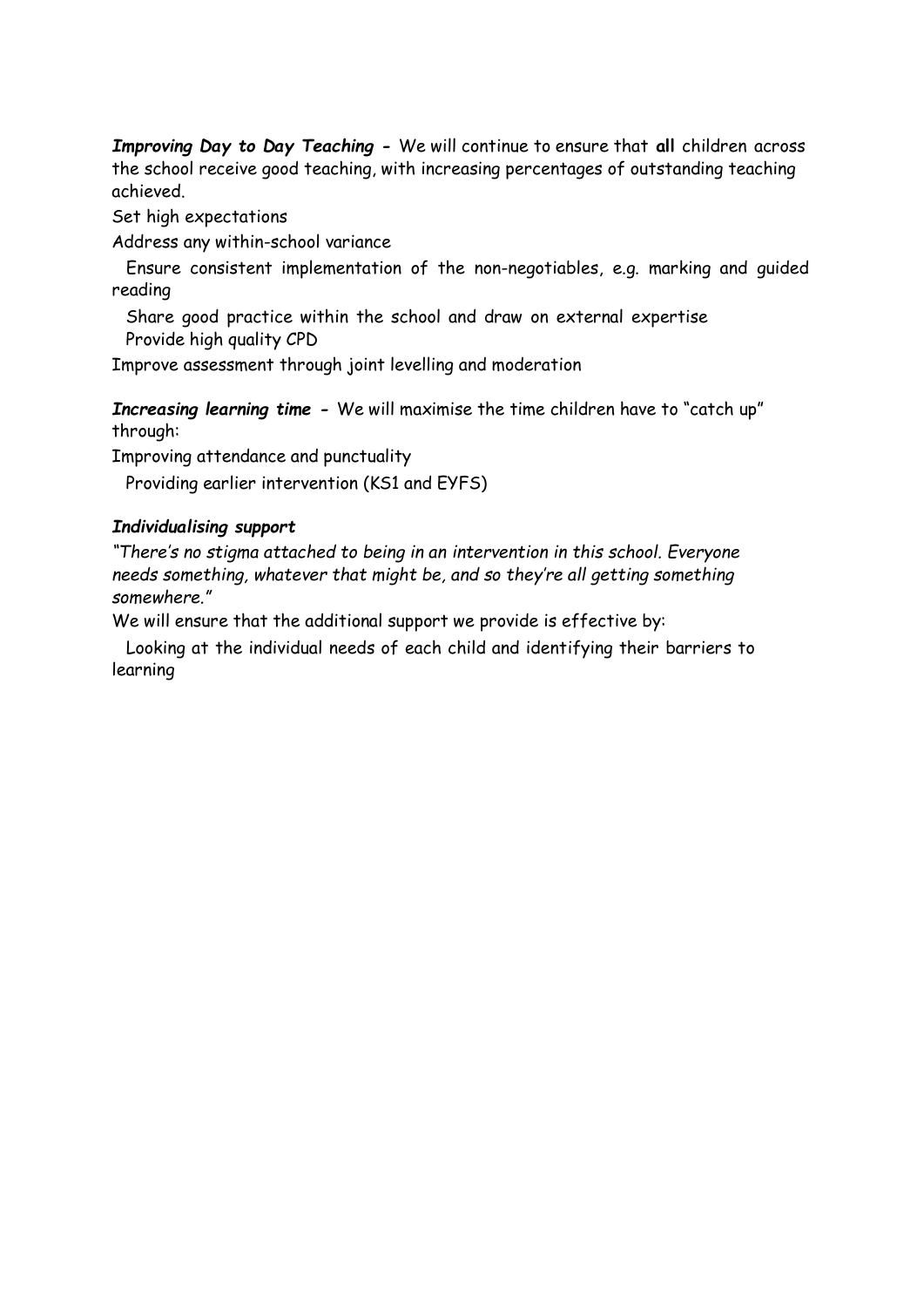***Improving Day to Day Teaching -*** We will continue to ensure that **all** children across the school receive good teaching, with increasing percentages of outstanding teaching achieved.

Set high expectations

Address any within-school variance

Ensure consistent implementation of the non-negotiables, e.g. marking and guided reading

Share good practice within the school and draw on external expertise

Provide high quality CPD

Improve assessment through joint levelling and moderation

***Increasing learning time -*** We will maximise the time children have to "catch up" through:

Improving attendance and punctuality

Providing earlier intervention (KS1 and EYFS)

***Individualising support***

*"There's no stigma attached to being in an intervention in this school. Everyone needs something, whatever that might be, and so they're all getting something somewhere."*

We will ensure that the additional support we provide is effective by:

Looking at the individual needs of each child and identifying their barriers to learning